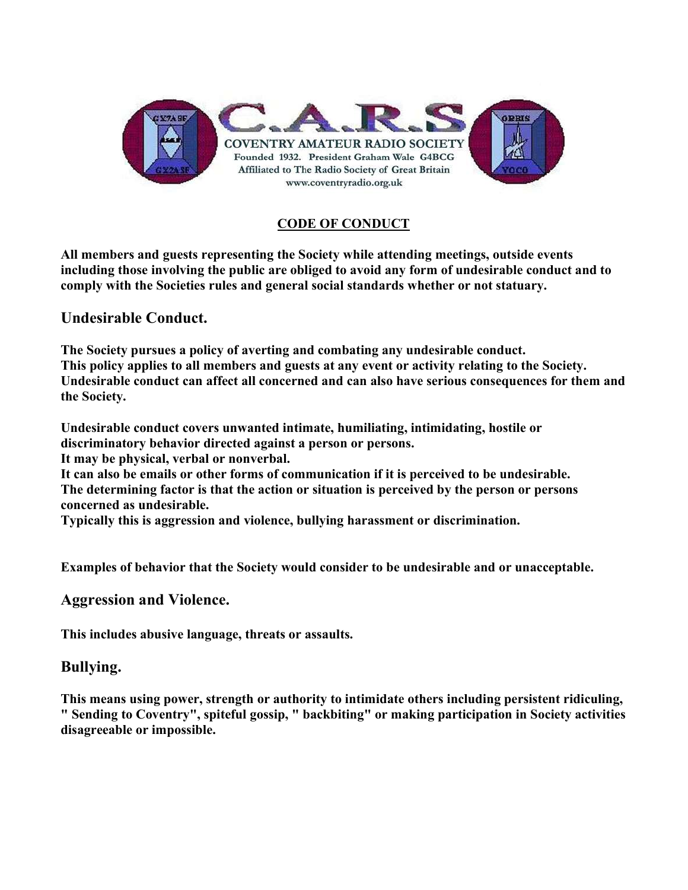# C.A.R.S

COVENTRY AMATEUR RADIO SOCIETY
Founded 1932. President Graham Wale G4BCG
Affiliated to The Radio Society of Great Britain
www.coventryradio.org.uk

## CODE OF CONDUCT

**All members and guests representing the Society while attending meetings, outside events including those involving the public are obliged to avoid any form of undesirable conduct and to comply with the Societies rules and general social standards whether or not statuary.**

## Undesirable Conduct.

**The Society pursues a policy of averting and combating any undesirable conduct.**
**This policy applies to all members and guests at any event or activity relating to the Society.**
**Undesirable conduct can affect all concerned and can also have serious consequences for them and the Society.**

**Undesirable conduct covers unwanted intimate, humiliating, intimidating, hostile or discriminatory behavior directed against a person or persons.**
**It may be physical, verbal or nonverbal.**
**It can also be emails or other forms of communication if it is perceived to be undesirable.**
**The determining factor is that the action or situation is perceived by the person or persons concerned as undesirable.**
**Typically this is aggression and violence, bullying harassment or discrimination.**

**Examples of behavior that the Society would consider to be undesirable and or unacceptable.**

## Aggression and Violence.

**This includes abusive language, threats or assaults.**

## Bullying.

**This means using power, strength or authority to intimidate others including persistent ridiculing, " Sending to Coventry", spiteful gossip, " backbiting" or making participation in Society activities disagreeable or impossible.**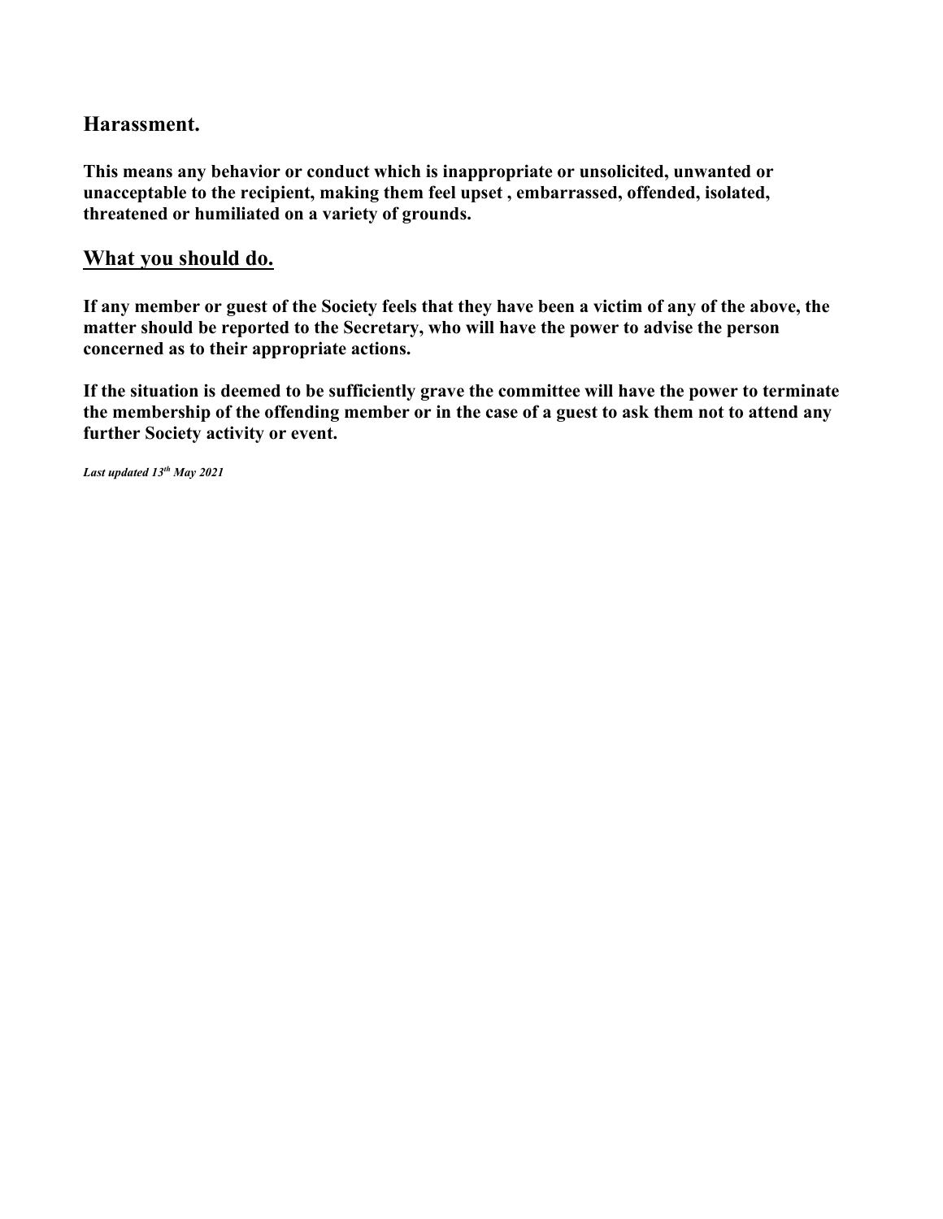## Harassment.

**This means any behavior or conduct which is inappropriate or unsolicited, unwanted or unacceptable to the recipient, making them feel upset , embarrassed, offended, isolated, threatened or humiliated on a variety of grounds.**

## What you should do.

**If any member or guest of the Society feels that they have been a victim of any of the above, the matter should be reported to the Secretary, who will have the power to advise the person concerned as to their appropriate actions.**

**If the situation is deemed to be sufficiently grave the committee will have the power to terminate the membership of the offending member or in the case of a guest to ask them not to attend any further Society activity or event.**

***Last updated 13th May 2021***